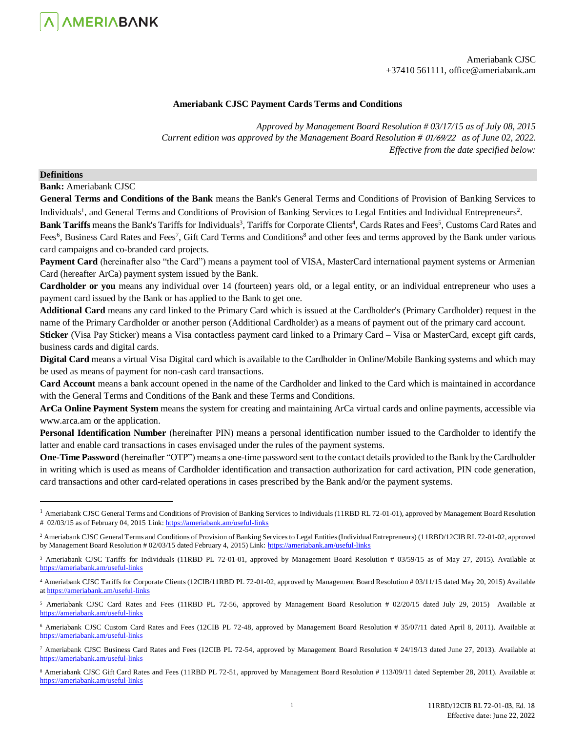Ameriabank CJSC
+37410 561111, office@ameriabank.am

# Ameriabank CJSC Payment Cards Terms and Conditions

*Approved by Management Board Resolution # 03/17/15 as of July 08, 2015*
*Current edition was approved by the Management Board Resolution # 01/69/22 as of June 02, 2022.*
*Effective from the date specified below:*

## Definitions

**Bank:** Ameriabank CJSC

**General Terms and Conditions of the Bank** means the Bank's General Terms and Conditions of Provision of Banking Services to Individuals[1], and General Terms and Conditions of Provision of Banking Services to Legal Entities and Individual Entrepreneurs[2].

**Bank Tariffs** means the Bank's Tariffs for Individuals[3], Tariffs for Corporate Clients[4], Cards Rates and Fees[5], Customs Card Rates and Fees[6], Business Card Rates and Fees[7], Gift Card Terms and Conditions[8] and other fees and terms approved by the Bank under various card campaigns and co-branded card projects.

**Payment Card** (hereinafter also "the Card") means a payment tool of VISA, MasterCard international payment systems or Armenian Card (hereafter ArCa) payment system issued by the Bank.

**Cardholder or you** means any individual over 14 (fourteen) years old, or a legal entity, or an individual entrepreneur who uses a payment card issued by the Bank or has applied to the Bank to get one.

**Additional Card** means any card linked to the Primary Card which is issued at the Cardholder's (Primary Cardholder) request in the name of the Primary Cardholder or another person (Additional Cardholder) as a means of payment out of the primary card account.

**Sticker** (Visa Pay Sticker) means a Visa contactless payment card linked to a Primary Card – Visa or MasterCard, except gift cards, business cards and digital cards.

**Digital Card** means a virtual Visa Digital card which is available to the Cardholder in Online/Mobile Banking systems and which may be used as means of payment for non-cash card transactions.

**Card Account** means a bank account opened in the name of the Cardholder and linked to the Card which is maintained in accordance with the General Terms and Conditions of the Bank and these Terms and Conditions.

**ArCa Online Payment System** means the system for creating and maintaining ArCa virtual cards and online payments, accessible via www.arca.am or the application.

**Personal Identification Number** (hereinafter PIN) means a personal identification number issued to the Cardholder to identify the latter and enable card transactions in cases envisaged under the rules of the payment systems.

**One-Time Password** (hereinafter "OTP") means a one-time password sent to the contact details provided to the Bank by the Cardholder in writing which is used as means of Cardholder identification and transaction authorization for card activation, PIN code generation, card transactions and other card-related operations in cases prescribed by the Bank and/or the payment systems.

---

[1] Ameriabank CJSC General Terms and Conditions of Provision of Banking Services to Individuals (11RBD RL 72-01-01), approved by Management Board Resolution # 02/03/15 as of February 04, 2015 Link: https://ameriabank.am/useful-links

[2] Ameriabank CJSC General Terms and Conditions of Provision of Banking Services to Legal Entities (Individual Entrepreneurs) (11RBD/12CIB RL 72-01-02, approved by Management Board Resolution # 02/03/15 dated February 4, 2015) Link: https://ameriabank.am/useful-links

[3] Ameriabank CJSC Tariffs for Individuals (11RBD PL 72-01-01, approved by Management Board Resolution # 03/59/15 as of May 27, 2015). Available at https://ameriabank.am/useful-links

[4] Ameriabank CJSC Tariffs for Corporate Clients (12CIB/11RBD PL 72-01-02, approved by Management Board Resolution # 03/11/15 dated May 20, 2015) Available at https://ameriabank.am/useful-links

[5] Ameriabank CJSC Card Rates and Fees (11RBD PL 72-56, approved by Management Board Resolution # 02/20/15 dated July 29, 2015) Available at https://ameriabank.am/useful-links

[6] Ameriabank CJSC Custom Card Rates and Fees (12CIB PL 72-48, approved by Management Board Resolution # 35/07/11 dated April 8, 2011). Available at https://ameriabank.am/useful-links

[7] Ameriabank CJSC Business Card Rates and Fees (12CIB PL 72-54, approved by Management Board Resolution # 24/19/13 dated June 27, 2013). Available at https://ameriabank.am/useful-links

[8] Ameriabank CJSC Gift Card Rates and Fees (11RBD PL 72-51, approved by Management Board Resolution # 113/09/11 dated September 28, 2011). Available at https://ameriabank.am/useful-links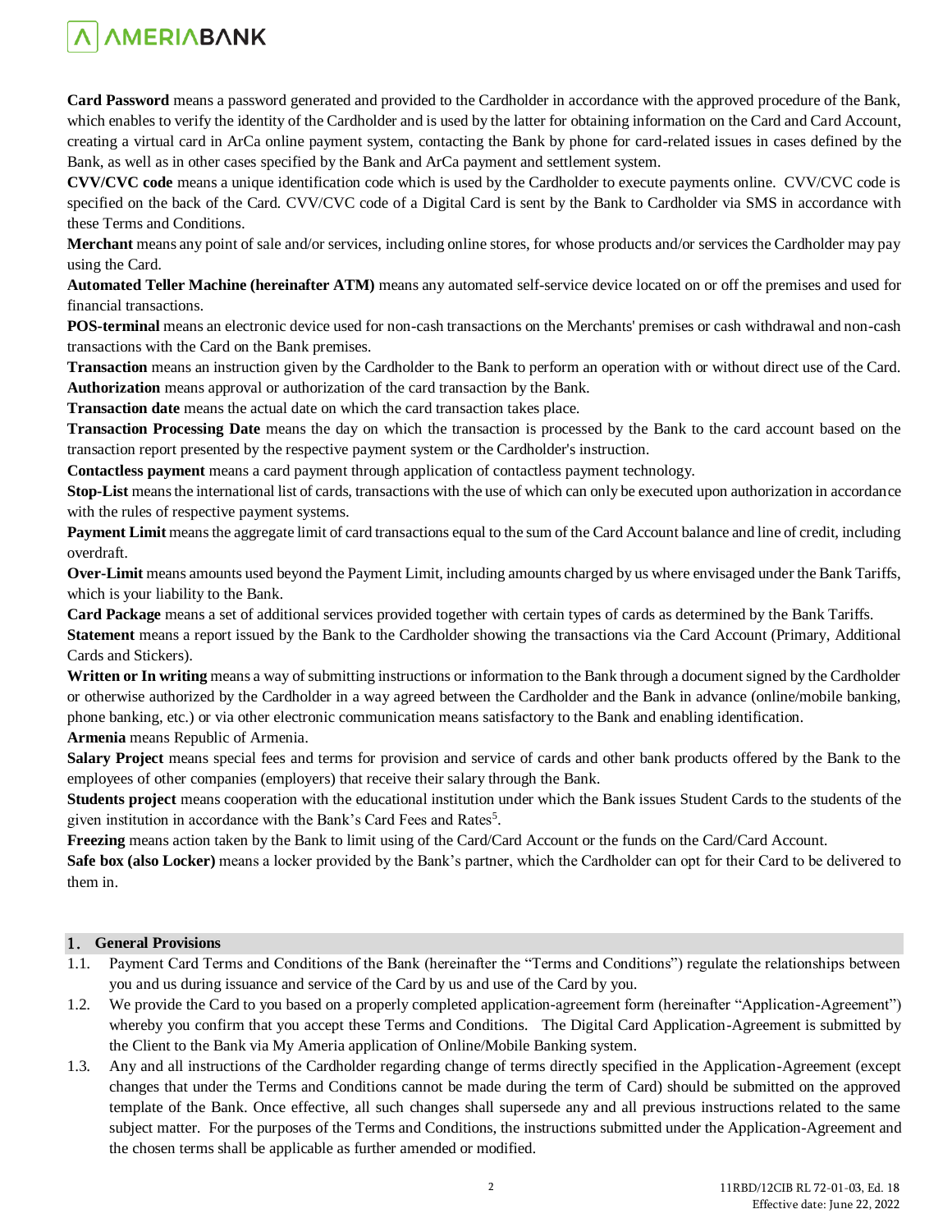**Card Password** means a password generated and provided to the Cardholder in accordance with the approved procedure of the Bank, which enables to verify the identity of the Cardholder and is used by the latter for obtaining information on the Card and Card Account, creating a virtual card in ArCa online payment system, contacting the Bank by phone for card-related issues in cases defined by the Bank, as well as in other cases specified by the Bank and ArCa payment and settlement system.

**CVV/CVC code** means a unique identification code which is used by the Cardholder to execute payments online. CVV/CVC code is specified on the back of the Card. CVV/CVC code of a Digital Card is sent by the Bank to Cardholder via SMS in accordance with these Terms and Conditions.

**Merchant** means any point of sale and/or services, including online stores, for whose products and/or services the Cardholder may pay using the Card.

**Automated Teller Machine (hereinafter ATM)** means any automated self-service device located on or off the premises and used for financial transactions.

**POS-terminal** means an electronic device used for non-cash transactions on the Merchants' premises or cash withdrawal and non-cash transactions with the Card on the Bank premises.

**Transaction** means an instruction given by the Cardholder to the Bank to perform an operation with or without direct use of the Card.

**Authorization** means approval or authorization of the card transaction by the Bank.

**Transaction date** means the actual date on which the card transaction takes place.

**Transaction Processing Date** means the day on which the transaction is processed by the Bank to the card account based on the transaction report presented by the respective payment system or the Cardholder's instruction.

**Contactless payment** means a card payment through application of contactless payment technology.

**Stop-List** means the international list of cards, transactions with the use of which can only be executed upon authorization in accordance with the rules of respective payment systems.

**Payment Limit** means the aggregate limit of card transactions equal to the sum of the Card Account balance and line of credit, including overdraft.

**Over-Limit** means amounts used beyond the Payment Limit, including amounts charged by us where envisaged under the Bank Tariffs, which is your liability to the Bank.

**Card Package** means a set of additional services provided together with certain types of cards as determined by the Bank Tariffs.

**Statement** means a report issued by the Bank to the Cardholder showing the transactions via the Card Account (Primary, Additional Cards and Stickers).

**Written or In writing** means a way of submitting instructions or information to the Bank through a document signed by the Cardholder or otherwise authorized by the Cardholder in a way agreed between the Cardholder and the Bank in advance (online/mobile banking, phone banking, etc.) or via other electronic communication means satisfactory to the Bank and enabling identification.

**Armenia** means Republic of Armenia.

**Salary Project** means special fees and terms for provision and service of cards and other bank products offered by the Bank to the employees of other companies (employers) that receive their salary through the Bank.

**Students project** means cooperation with the educational institution under which the Bank issues Student Cards to the students of the given institution in accordance with the Bank's Card Fees and Rates[5].

**Freezing** means action taken by the Bank to limit using of the Card/Card Account or the funds on the Card/Card Account.

**Safe box (also Locker)** means a locker provided by the Bank's partner, which the Cardholder can opt for their Card to be delivered to them in.

## 1. General Provisions

1.1. Payment Card Terms and Conditions of the Bank (hereinafter the "Terms and Conditions") regulate the relationships between you and us during issuance and service of the Card by us and use of the Card by you.

1.2. We provide the Card to you based on a properly completed application-agreement form (hereinafter "Application-Agreement") whereby you confirm that you accept these Terms and Conditions. The Digital Card Application-Agreement is submitted by the Client to the Bank via My Ameria application of Online/Mobile Banking system.

1.3. Any and all instructions of the Cardholder regarding change of terms directly specified in the Application-Agreement (except changes that under the Terms and Conditions cannot be made during the term of Card) should be submitted on the approved template of the Bank. Once effective, all such changes shall supersede any and all previous instructions related to the same subject matter. For the purposes of the Terms and Conditions, the instructions submitted under the Application-Agreement and the chosen terms shall be applicable as further amended or modified.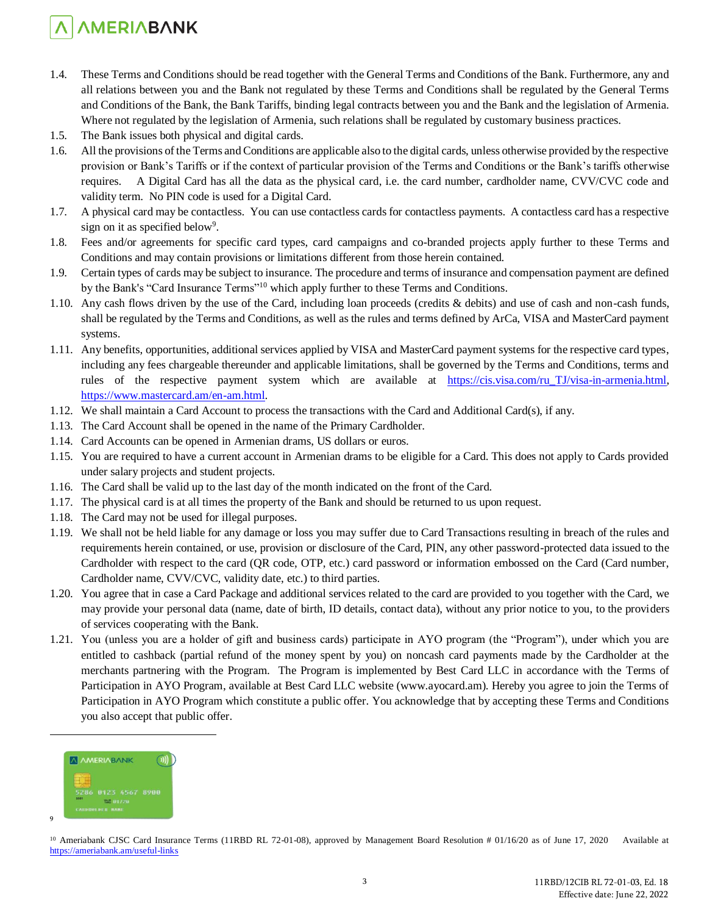1.4. These Terms and Conditions should be read together with the General Terms and Conditions of the Bank. Furthermore, any and all relations between you and the Bank not regulated by these Terms and Conditions shall be regulated by the General Terms and Conditions of the Bank, the Bank Tariffs, binding legal contracts between you and the Bank and the legislation of Armenia. Where not regulated by the legislation of Armenia, such relations shall be regulated by customary business practices.

1.5. The Bank issues both physical and digital cards.

1.6. All the provisions of the Terms and Conditions are applicable also to the digital cards, unless otherwise provided by the respective provision or Bank's Tariffs or if the context of particular provision of the Terms and Conditions or the Bank's tariffs otherwise requires. A Digital Card has all the data as the physical card, i.e. the card number, cardholder name, CVV/CVC code and validity term. No PIN code is used for a Digital Card.

1.7. A physical card may be contactless. You can use contactless cards for contactless payments. A contactless card has a respective sign on it as specified below[9].

1.8. Fees and/or agreements for specific card types, card campaigns and co-branded projects apply further to these Terms and Conditions and may contain provisions or limitations different from those herein contained.

1.9. Certain types of cards may be subject to insurance. The procedure and terms of insurance and compensation payment are defined by the Bank's "Card Insurance Terms"[10] which apply further to these Terms and Conditions.

1.10. Any cash flows driven by the use of the Card, including loan proceeds (credits & debits) and use of cash and non-cash funds, shall be regulated by the Terms and Conditions, as well as the rules and terms defined by ArCa, VISA and MasterCard payment systems.

1.11. Any benefits, opportunities, additional services applied by VISA and MasterCard payment systems for the respective card types, including any fees chargeable thereunder and applicable limitations, shall be governed by the Terms and Conditions, terms and rules of the respective payment system which are available at https://cis.visa.com/ru_TJ/visa-in-armenia.html, https://www.mastercard.am/en-am.html.

1.12. We shall maintain a Card Account to process the transactions with the Card and Additional Card(s), if any.

1.13. The Card Account shall be opened in the name of the Primary Cardholder.

1.14. Card Accounts can be opened in Armenian drams, US dollars or euros.

1.15. You are required to have a current account in Armenian drams to be eligible for a Card. This does not apply to Cards provided under salary projects and student projects.

1.16. The Card shall be valid up to the last day of the month indicated on the front of the Card.

1.17. The physical card is at all times the property of the Bank and should be returned to us upon request.

1.18. The Card may not be used for illegal purposes.

1.19. We shall not be held liable for any damage or loss you may suffer due to Card Transactions resulting in breach of the rules and requirements herein contained, or use, provision or disclosure of the Card, PIN, any other password-protected data issued to the Cardholder with respect to the card (QR code, OTP, etc.) card password or information embossed on the Card (Card number, Cardholder name, CVV/CVC, validity date, etc.) to third parties.

1.20. You agree that in case a Card Package and additional services related to the card are provided to you together with the Card, we may provide your personal data (name, date of birth, ID details, contact data), without any prior notice to you, to the providers of services cooperating with the Bank.

1.21. You (unless you are a holder of gift and business cards) participate in AYO program (the "Program"), under which you are entitled to cashback (partial refund of the money spent by you) on noncash card payments made by the Cardholder at the merchants partnering with the Program. The Program is implemented by Best Card LLC in accordance with the Terms of Participation in AYO Program, available at Best Card LLC website (www.ayocard.am). Hereby you agree to join the Terms of Participation in AYO Program which constitute a public offer. You acknowledge that by accepting these Terms and Conditions you also accept that public offer.

---

[9]

[10] Ameriabank CJSC Card Insurance Terms (11RBD RL 72-01-08), approved by Management Board Resolution # 01/16/20 as of June 17, 2020 Available at https://ameriabank.am/useful-links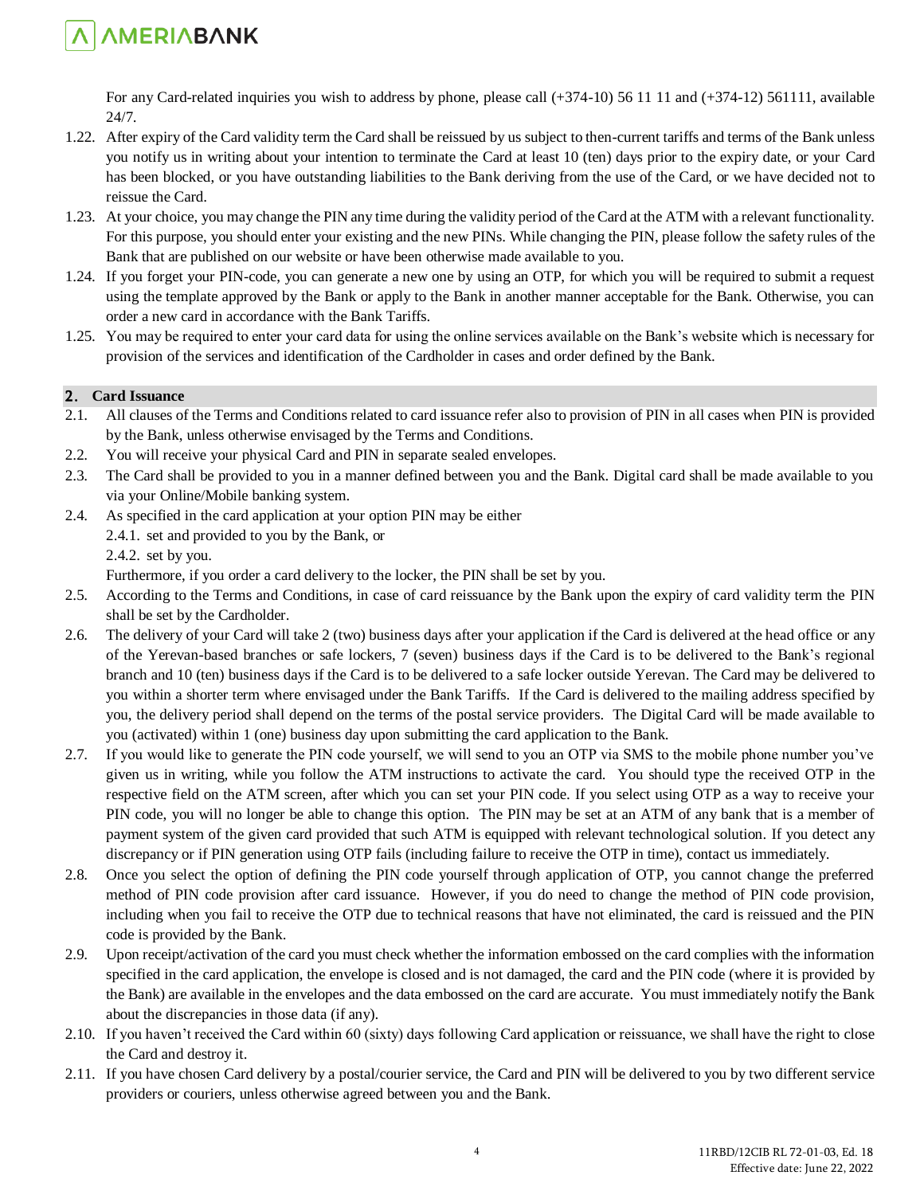For any Card-related inquiries you wish to address by phone, please call (+374-10) 56 11 11 and (+374-12) 561111, available 24/7.

1.22. After expiry of the Card validity term the Card shall be reissued by us subject to then-current tariffs and terms of the Bank unless you notify us in writing about your intention to terminate the Card at least 10 (ten) days prior to the expiry date, or your Card has been blocked, or you have outstanding liabilities to the Bank deriving from the use of the Card, or we have decided not to reissue the Card.

1.23. At your choice, you may change the PIN any time during the validity period of the Card at the ATM with a relevant functionality. For this purpose, you should enter your existing and the new PINs. While changing the PIN, please follow the safety rules of the Bank that are published on our website or have been otherwise made available to you.

1.24. If you forget your PIN-code, you can generate a new one by using an OTP, for which you will be required to submit a request using the template approved by the Bank or apply to the Bank in another manner acceptable for the Bank. Otherwise, you can order a new card in accordance with the Bank Tariffs.

1.25. You may be required to enter your card data for using the online services available on the Bank's website which is necessary for provision of the services and identification of the Cardholder in cases and order defined by the Bank.

## 2. Card Issuance

2.1. All clauses of the Terms and Conditions related to card issuance refer also to provision of PIN in all cases when PIN is provided by the Bank, unless otherwise envisaged by the Terms and Conditions.

2.2. You will receive your physical Card and PIN in separate sealed envelopes.

2.3. The Card shall be provided to you in a manner defined between you and the Bank. Digital card shall be made available to you via your Online/Mobile banking system.

2.4. As specified in the card application at your option PIN may be either

2.4.1. set and provided to you by the Bank, or

2.4.2. set by you.

Furthermore, if you order a card delivery to the locker, the PIN shall be set by you.

2.5. According to the Terms and Conditions, in case of card reissuance by the Bank upon the expiry of card validity term the PIN shall be set by the Cardholder.

2.6. The delivery of your Card will take 2 (two) business days after your application if the Card is delivered at the head office or any of the Yerevan-based branches or safe lockers, 7 (seven) business days if the Card is to be delivered to the Bank's regional branch and 10 (ten) business days if the Card is to be delivered to a safe locker outside Yerevan. The Card may be delivered to you within a shorter term where envisaged under the Bank Tariffs. If the Card is delivered to the mailing address specified by you, the delivery period shall depend on the terms of the postal service providers. The Digital Card will be made available to you (activated) within 1 (one) business day upon submitting the card application to the Bank.

2.7. If you would like to generate the PIN code yourself, we will send to you an OTP via SMS to the mobile phone number you've given us in writing, while you follow the ATM instructions to activate the card. You should type the received OTP in the respective field on the ATM screen, after which you can set your PIN code. If you select using OTP as a way to receive your PIN code, you will no longer be able to change this option. The PIN may be set at an ATM of any bank that is a member of payment system of the given card provided that such ATM is equipped with relevant technological solution. If you detect any discrepancy or if PIN generation using OTP fails (including failure to receive the OTP in time), contact us immediately.

2.8. Once you select the option of defining the PIN code yourself through application of OTP, you cannot change the preferred method of PIN code provision after card issuance. However, if you do need to change the method of PIN code provision, including when you fail to receive the OTP due to technical reasons that have not eliminated, the card is reissued and the PIN code is provided by the Bank.

2.9. Upon receipt/activation of the card you must check whether the information embossed on the card complies with the information specified in the card application, the envelope is closed and is not damaged, the card and the PIN code (where it is provided by the Bank) are available in the envelopes and the data embossed on the card are accurate. You must immediately notify the Bank about the discrepancies in those data (if any).

2.10. If you haven't received the Card within 60 (sixty) days following Card application or reissuance, we shall have the right to close the Card and destroy it.

2.11. If you have chosen Card delivery by a postal/courier service, the Card and PIN will be delivered to you by two different service providers or couriers, unless otherwise agreed between you and the Bank.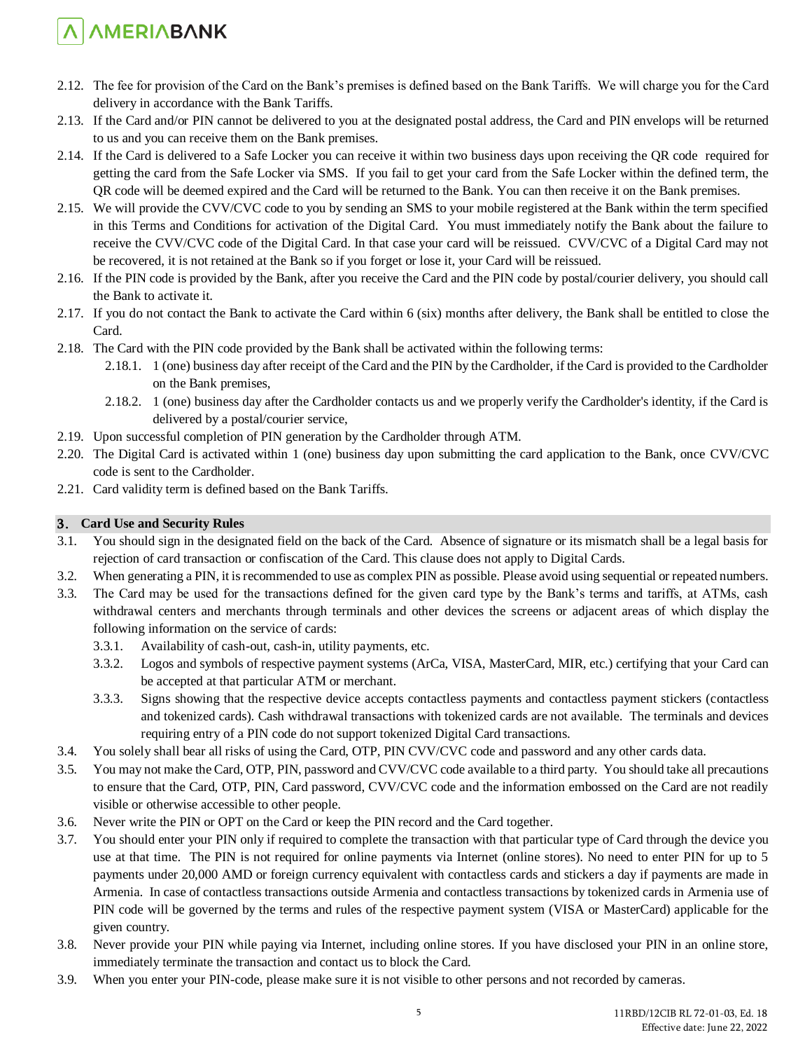2.12. The fee for provision of the Card on the Bank's premises is defined based on the Bank Tariffs. We will charge you for the Card delivery in accordance with the Bank Tariffs.

2.13. If the Card and/or PIN cannot be delivered to you at the designated postal address, the Card and PIN envelops will be returned to us and you can receive them on the Bank premises.

2.14. If the Card is delivered to a Safe Locker you can receive it within two business days upon receiving the QR code required for getting the card from the Safe Locker via SMS. If you fail to get your card from the Safe Locker within the defined term, the QR code will be deemed expired and the Card will be returned to the Bank. You can then receive it on the Bank premises.

2.15. We will provide the CVV/CVC code to you by sending an SMS to your mobile registered at the Bank within the term specified in this Terms and Conditions for activation of the Digital Card. You must immediately notify the Bank about the failure to receive the CVV/CVC code of the Digital Card. In that case your card will be reissued. CVV/CVC of a Digital Card may not be recovered, it is not retained at the Bank so if you forget or lose it, your Card will be reissued.

2.16. If the PIN code is provided by the Bank, after you receive the Card and the PIN code by postal/courier delivery, you should call the Bank to activate it.

2.17. If you do not contact the Bank to activate the Card within 6 (six) months after delivery, the Bank shall be entitled to close the Card.

2.18. The Card with the PIN code provided by the Bank shall be activated within the following terms:

 2.18.1. 1 (one) business day after receipt of the Card and the PIN by the Cardholder, if the Card is provided to the Cardholder on the Bank premises,

 2.18.2. 1 (one) business day after the Cardholder contacts us and we properly verify the Cardholder's identity, if the Card is delivered by a postal/courier service,

2.19. Upon successful completion of PIN generation by the Cardholder through ATM.

2.20. The Digital Card is activated within 1 (one) business day upon submitting the card application to the Bank, once CVV/CVC code is sent to the Cardholder.

2.21. Card validity term is defined based on the Bank Tariffs.

## 3. Card Use and Security Rules

3.1. You should sign in the designated field on the back of the Card. Absence of signature or its mismatch shall be a legal basis for rejection of card transaction or confiscation of the Card. This clause does not apply to Digital Cards.

3.2. When generating a PIN, it is recommended to use as complex PIN as possible. Please avoid using sequential or repeated numbers.

3.3. The Card may be used for the transactions defined for the given card type by the Bank's terms and tariffs, at ATMs, cash withdrawal centers and merchants through terminals and other devices the screens or adjacent areas of which display the following information on the service of cards:

 3.3.1. Availability of cash-out, cash-in, utility payments, etc.

 3.3.2. Logos and symbols of respective payment systems (ArCa, VISA, MasterCard, MIR, etc.) certifying that your Card can be accepted at that particular ATM or merchant.

 3.3.3. Signs showing that the respective device accepts contactless payments and contactless payment stickers (contactless and tokenized cards). Cash withdrawal transactions with tokenized cards are not available. The terminals and devices requiring entry of a PIN code do not support tokenized Digital Card transactions.

3.4. You solely shall bear all risks of using the Card, OTP, PIN CVV/CVC code and password and any other cards data.

3.5. You may not make the Card, OTP, PIN, password and CVV/CVC code available to a third party. You should take all precautions to ensure that the Card, OTP, PIN, Card password, CVV/CVC code and the information embossed on the Card are not readily visible or otherwise accessible to other people.

3.6. Never write the PIN or OPT on the Card or keep the PIN record and the Card together.

3.7. You should enter your PIN only if required to complete the transaction with that particular type of Card through the device you use at that time. The PIN is not required for online payments via Internet (online stores). No need to enter PIN for up to 5 payments under 20,000 AMD or foreign currency equivalent with contactless cards and stickers a day if payments are made in Armenia. In case of contactless transactions outside Armenia and contactless transactions by tokenized cards in Armenia use of PIN code will be governed by the terms and rules of the respective payment system (VISA or MasterCard) applicable for the given country.

3.8. Never provide your PIN while paying via Internet, including online stores. If you have disclosed your PIN in an online store, immediately terminate the transaction and contact us to block the Card.

3.9. When you enter your PIN-code, please make sure it is not visible to other persons and not recorded by cameras.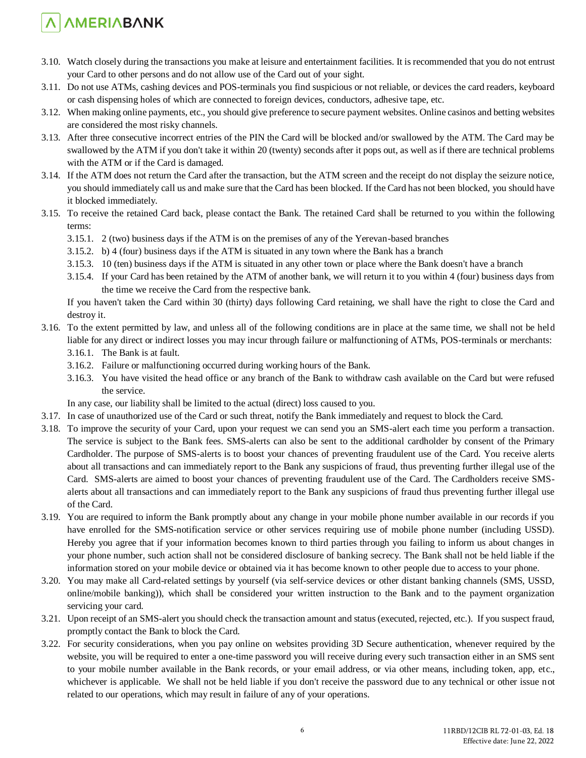3.10. Watch closely during the transactions you make at leisure and entertainment facilities. It is recommended that you do not entrust your Card to other persons and do not allow use of the Card out of your sight.

3.11. Do not use ATMs, cashing devices and POS-terminals you find suspicious or not reliable, or devices the card readers, keyboard or cash dispensing holes of which are connected to foreign devices, conductors, adhesive tape, etc.

3.12. When making online payments, etc., you should give preference to secure payment websites. Online casinos and betting websites are considered the most risky channels.

3.13. After three consecutive incorrect entries of the PIN the Card will be blocked and/or swallowed by the ATM. The Card may be swallowed by the ATM if you don't take it within 20 (twenty) seconds after it pops out, as well as if there are technical problems with the ATM or if the Card is damaged.

3.14. If the ATM does not return the Card after the transaction, but the ATM screen and the receipt do not display the seizure notice, you should immediately call us and make sure that the Card has been blocked. If the Card has not been blocked, you should have it blocked immediately.

3.15. To receive the retained Card back, please contact the Bank. The retained Card shall be returned to you within the following terms:

  3.15.1. 2 (two) business days if the ATM is on the premises of any of the Yerevan-based branches
  
  3.15.2. b) 4 (four) business days if the ATM is situated in any town where the Bank has a branch
  
  3.15.3. 10 (ten) business days if the ATM is situated in any other town or place where the Bank doesn't have a branch
  
  3.15.4. If your Card has been retained by the ATM of another bank, we will return it to you within 4 (four) business days from the time we receive the Card from the respective bank.

  If you haven't taken the Card within 30 (thirty) days following Card retaining, we shall have the right to close the Card and destroy it.

3.16. To the extent permitted by law, and unless all of the following conditions are in place at the same time, we shall not be held liable for any direct or indirect losses you may incur through failure or malfunctioning of ATMs, POS-terminals or merchants:

  3.16.1. The Bank is at fault.
  
  3.16.2. Failure or malfunctioning occurred during working hours of the Bank.
  
  3.16.3. You have visited the head office or any branch of the Bank to withdraw cash available on the Card but were refused the service.

  In any case, our liability shall be limited to the actual (direct) loss caused to you.

3.17. In case of unauthorized use of the Card or such threat, notify the Bank immediately and request to block the Card.

3.18. To improve the security of your Card, upon your request we can send you an SMS-alert each time you perform a transaction. The service is subject to the Bank fees. SMS-alerts can also be sent to the additional cardholder by consent of the Primary Cardholder. The purpose of SMS-alerts is to boost your chances of preventing fraudulent use of the Card. You receive alerts about all transactions and can immediately report to the Bank any suspicions of fraud, thus preventing further illegal use of the Card. SMS-alerts are aimed to boost your chances of preventing fraudulent use of the Card. The Cardholders receive SMS-alerts about all transactions and can immediately report to the Bank any suspicions of fraud thus preventing further illegal use of the Card.

3.19. You are required to inform the Bank promptly about any change in your mobile phone number available in our records if you have enrolled for the SMS-notification service or other services requiring use of mobile phone number (including USSD). Hereby you agree that if your information becomes known to third parties through you failing to inform us about changes in your phone number, such action shall not be considered disclosure of banking secrecy. The Bank shall not be held liable if the information stored on your mobile device or obtained via it has become known to other people due to access to your phone.

3.20. You may make all Card-related settings by yourself (via self-service devices or other distant banking channels (SMS, USSD, online/mobile banking)), which shall be considered your written instruction to the Bank and to the payment organization servicing your card.

3.21. Upon receipt of an SMS-alert you should check the transaction amount and status (executed, rejected, etc.). If you suspect fraud, promptly contact the Bank to block the Card.

3.22. For security considerations, when you pay online on websites providing 3D Secure authentication, whenever required by the website, you will be required to enter a one-time password you will receive during every such transaction either in an SMS sent to your mobile number available in the Bank records, or your email address, or via other means, including token, app, etc., whichever is applicable. We shall not be held liable if you don't receive the password due to any technical or other issue not related to our operations, which may result in failure of any of your operations.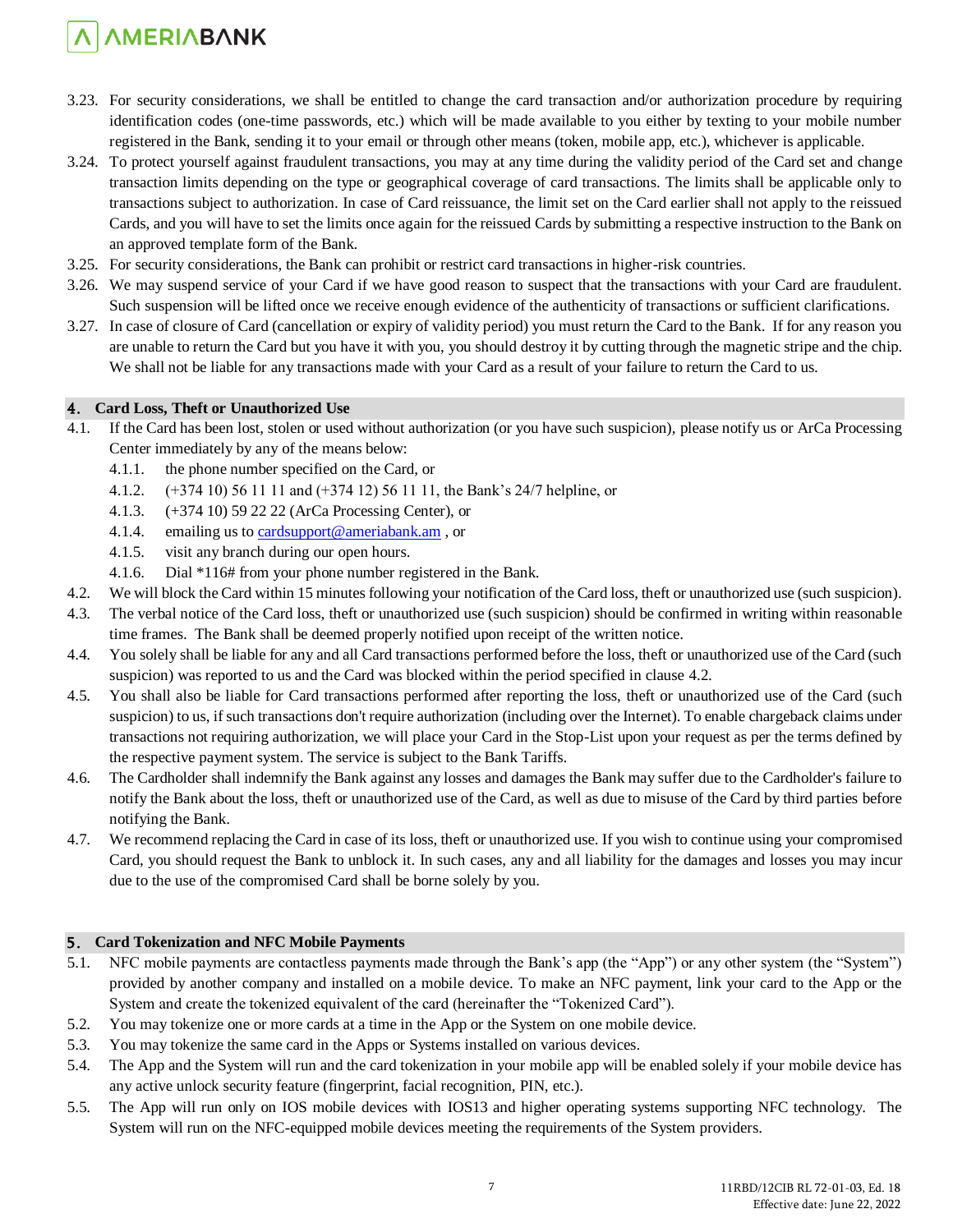3.23. For security considerations, we shall be entitled to change the card transaction and/or authorization procedure by requiring identification codes (one-time passwords, etc.) which will be made available to you either by texting to your mobile number registered in the Bank, sending it to your email or through other means (token, mobile app, etc.), whichever is applicable.

3.24. To protect yourself against fraudulent transactions, you may at any time during the validity period of the Card set and change transaction limits depending on the type or geographical coverage of card transactions. The limits shall be applicable only to transactions subject to authorization. In case of Card reissuance, the limit set on the Card earlier shall not apply to the reissued Cards, and you will have to set the limits once again for the reissued Cards by submitting a respective instruction to the Bank on an approved template form of the Bank.

3.25. For security considerations, the Bank can prohibit or restrict card transactions in higher-risk countries.

3.26. We may suspend service of your Card if we have good reason to suspect that the transactions with your Card are fraudulent. Such suspension will be lifted once we receive enough evidence of the authenticity of transactions or sufficient clarifications.

3.27. In case of closure of Card (cancellation or expiry of validity period) you must return the Card to the Bank. If for any reason you are unable to return the Card but you have it with you, you should destroy it by cutting through the magnetic stripe and the chip. We shall not be liable for any transactions made with your Card as a result of your failure to return the Card to us.

## 4. Card Loss, Theft or Unauthorized Use

4.1. If the Card has been lost, stolen or used without authorization (or you have such suspicion), please notify us or ArCa Processing Center immediately by any of the means below:

- 4.1.1. the phone number specified on the Card, or
- 4.1.2. (+374 10) 56 11 11 and (+374 12) 56 11 11, the Bank's 24/7 helpline, or
- 4.1.3. (+374 10) 59 22 22 (ArCa Processing Center), or
- 4.1.4. emailing us to cardsupport@ameriabank.am , or
- 4.1.5. visit any branch during our open hours.
- 4.1.6. Dial *116# from your phone number registered in the Bank.

4.2. We will block the Card within 15 minutes following your notification of the Card loss, theft or unauthorized use (such suspicion).

4.3. The verbal notice of the Card loss, theft or unauthorized use (such suspicion) should be confirmed in writing within reasonable time frames. The Bank shall be deemed properly notified upon receipt of the written notice.

4.4. You solely shall be liable for any and all Card transactions performed before the loss, theft or unauthorized use of the Card (such suspicion) was reported to us and the Card was blocked within the period specified in clause 4.2.

4.5. You shall also be liable for Card transactions performed after reporting the loss, theft or unauthorized use of the Card (such suspicion) to us, if such transactions don't require authorization (including over the Internet). To enable chargeback claims under transactions not requiring authorization, we will place your Card in the Stop-List upon your request as per the terms defined by the respective payment system. The service is subject to the Bank Tariffs.

4.6. The Cardholder shall indemnify the Bank against any losses and damages the Bank may suffer due to the Cardholder's failure to notify the Bank about the loss, theft or unauthorized use of the Card, as well as due to misuse of the Card by third parties before notifying the Bank.

4.7. We recommend replacing the Card in case of its loss, theft or unauthorized use. If you wish to continue using your compromised Card, you should request the Bank to unblock it. In such cases, any and all liability for the damages and losses you may incur due to the use of the compromised Card shall be borne solely by you.

## 5. Card Tokenization and NFC Mobile Payments

5.1. NFC mobile payments are contactless payments made through the Bank's app (the "App") or any other system (the "System") provided by another company and installed on a mobile device. To make an NFC payment, link your card to the App or the System and create the tokenized equivalent of the card (hereinafter the "Tokenized Card").

5.2. You may tokenize one or more cards at a time in the App or the System on one mobile device.

5.3. You may tokenize the same card in the Apps or Systems installed on various devices.

5.4. The App and the System will run and the card tokenization in your mobile app will be enabled solely if your mobile device has any active unlock security feature (fingerprint, facial recognition, PIN, etc.).

5.5. The App will run only on IOS mobile devices with IOS13 and higher operating systems supporting NFC technology. The System will run on the NFC-equipped mobile devices meeting the requirements of the System providers.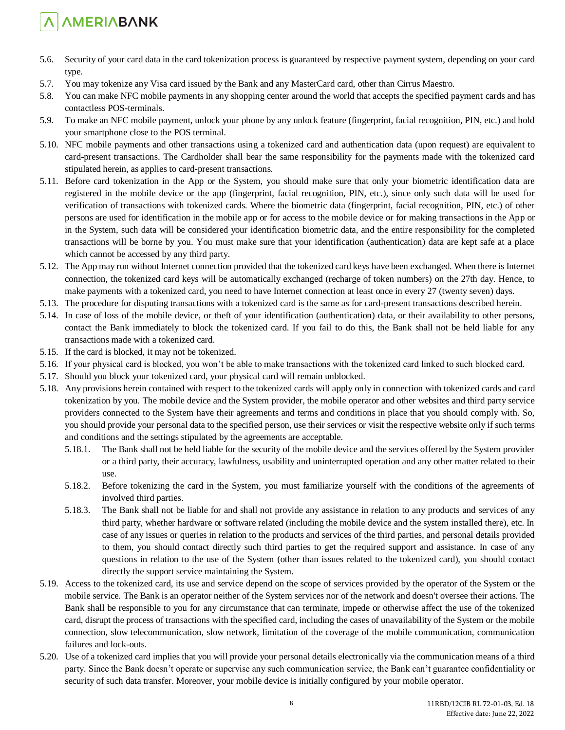5.6. Security of your card data in the card tokenization process is guaranteed by respective payment system, depending on your card type.

5.7. You may tokenize any Visa card issued by the Bank and any MasterCard card, other than Cirrus Maestro.

5.8. You can make NFC mobile payments in any shopping center around the world that accepts the specified payment cards and has contactless POS-terminals.

5.9. To make an NFC mobile payment, unlock your phone by any unlock feature (fingerprint, facial recognition, PIN, etc.) and hold your smartphone close to the POS terminal.

5.10. NFC mobile payments and other transactions using a tokenized card and authentication data (upon request) are equivalent to card-present transactions. The Cardholder shall bear the same responsibility for the payments made with the tokenized card stipulated herein, as applies to card-present transactions.

5.11. Before card tokenization in the App or the System, you should make sure that only your biometric identification data are registered in the mobile device or the app (fingerprint, facial recognition, PIN, etc.), since only such data will be used for verification of transactions with tokenized cards. Where the biometric data (fingerprint, facial recognition, PIN, etc.) of other persons are used for identification in the mobile app or for access to the mobile device or for making transactions in the App or in the System, such data will be considered your identification biometric data, and the entire responsibility for the completed transactions will be borne by you. You must make sure that your identification (authentication) data are kept safe at a place which cannot be accessed by any third party.

5.12. The App may run without Internet connection provided that the tokenized card keys have been exchanged. When there is Internet connection, the tokenized card keys will be automatically exchanged (recharge of token numbers) on the 27th day. Hence, to make payments with a tokenized card, you need to have Internet connection at least once in every 27 (twenty seven) days.

5.13. The procedure for disputing transactions with a tokenized card is the same as for card-present transactions described herein.

5.14. In case of loss of the mobile device, or theft of your identification (authentication) data, or their availability to other persons, contact the Bank immediately to block the tokenized card. If you fail to do this, the Bank shall not be held liable for any transactions made with a tokenized card.

5.15. If the card is blocked, it may not be tokenized.

5.16. If your physical card is blocked, you won't be able to make transactions with the tokenized card linked to such blocked card.

5.17. Should you block your tokenized card, your physical card will remain unblocked.

5.18. Any provisions herein contained with respect to the tokenized cards will apply only in connection with tokenized cards and card tokenization by you. The mobile device and the System provider, the mobile operator and other websites and third party service providers connected to the System have their agreements and terms and conditions in place that you should comply with. So, you should provide your personal data to the specified person, use their services or visit the respective website only if such terms and conditions and the settings stipulated by the agreements are acceptable.

   5.18.1. The Bank shall not be held liable for the security of the mobile device and the services offered by the System provider or a third party, their accuracy, lawfulness, usability and uninterrupted operation and any other matter related to their use.

   5.18.2. Before tokenizing the card in the System, you must familiarize yourself with the conditions of the agreements of involved third parties.

   5.18.3. The Bank shall not be liable for and shall not provide any assistance in relation to any products and services of any third party, whether hardware or software related (including the mobile device and the system installed there), etc. In case of any issues or queries in relation to the products and services of the third parties, and personal details provided to them, you should contact directly such third parties to get the required support and assistance. In case of any questions in relation to the use of the System (other than issues related to the tokenized card), you should contact directly the support service maintaining the System.

5.19. Access to the tokenized card, its use and service depend on the scope of services provided by the operator of the System or the mobile service. The Bank is an operator neither of the System services nor of the network and doesn't oversee their actions. The Bank shall be responsible to you for any circumstance that can terminate, impede or otherwise affect the use of the tokenized card, disrupt the process of transactions with the specified card, including the cases of unavailability of the System or the mobile connection, slow telecommunication, slow network, limitation of the coverage of the mobile communication, communication failures and lock-outs.

5.20. Use of a tokenized card implies that you will provide your personal details electronically via the communication means of a third party. Since the Bank doesn't operate or supervise any such communication service, the Bank can't guarantee confidentiality or security of such data transfer. Moreover, your mobile device is initially configured by your mobile operator.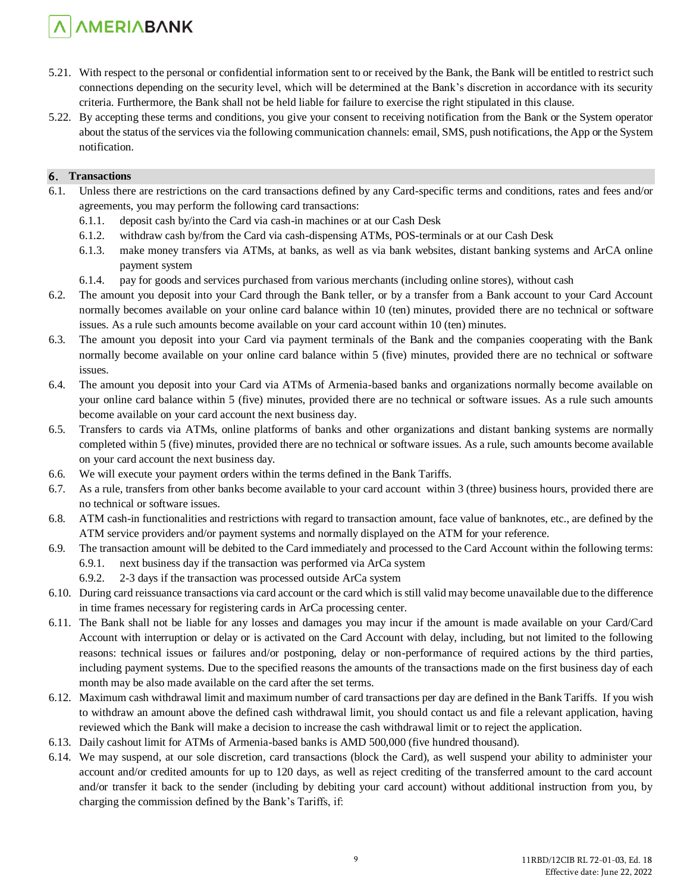5.21. With respect to the personal or confidential information sent to or received by the Bank, the Bank will be entitled to restrict such connections depending on the security level, which will be determined at the Bank's discretion in accordance with its security criteria. Furthermore, the Bank shall not be held liable for failure to exercise the right stipulated in this clause.

5.22. By accepting these terms and conditions, you give your consent to receiving notification from the Bank or the System operator about the status of the services via the following communication channels: email, SMS, push notifications, the App or the System notification.

## 6. Transactions

6.1. Unless there are restrictions on the card transactions defined by any Card-specific terms and conditions, rates and fees and/or agreements, you may perform the following card transactions:

- 6.1.1. deposit cash by/into the Card via cash-in machines or at our Cash Desk
- 6.1.2. withdraw cash by/from the Card via cash-dispensing ATMs, POS-terminals or at our Cash Desk
- 6.1.3. make money transfers via ATMs, at banks, as well as via bank websites, distant banking systems and ArCA online payment system
- 6.1.4. pay for goods and services purchased from various merchants (including online stores), without cash

6.2. The amount you deposit into your Card through the Bank teller, or by a transfer from a Bank account to your Card Account normally becomes available on your online card balance within 10 (ten) minutes, provided there are no technical or software issues. As a rule such amounts become available on your card account within 10 (ten) minutes.

6.3. The amount you deposit into your Card via payment terminals of the Bank and the companies cooperating with the Bank normally become available on your online card balance within 5 (five) minutes, provided there are no technical or software issues.

6.4. The amount you deposit into your Card via ATMs of Armenia-based banks and organizations normally become available on your online card balance within 5 (five) minutes, provided there are no technical or software issues. As a rule such amounts become available on your card account the next business day.

6.5. Transfers to cards via ATMs, online platforms of banks and other organizations and distant banking systems are normally completed within 5 (five) minutes, provided there are no technical or software issues. As a rule, such amounts become available on your card account the next business day.

6.6. We will execute your payment orders within the terms defined in the Bank Tariffs.

6.7. As a rule, transfers from other banks become available to your card account within 3 (three) business hours, provided there are no technical or software issues.

6.8. ATM cash-in functionalities and restrictions with regard to transaction amount, face value of banknotes, etc., are defined by the ATM service providers and/or payment systems and normally displayed on the ATM for your reference.

6.9. The transaction amount will be debited to the Card immediately and processed to the Card Account within the following terms:

- 6.9.1. next business day if the transaction was performed via ArCa system
- 6.9.2. 2-3 days if the transaction was processed outside ArCa system

6.10. During card reissuance transactions via card account or the card which is still valid may become unavailable due to the difference in time frames necessary for registering cards in ArCa processing center.

6.11. The Bank shall not be liable for any losses and damages you may incur if the amount is made available on your Card/Card Account with interruption or delay or is activated on the Card Account with delay, including, but not limited to the following reasons: technical issues or failures and/or postponing, delay or non-performance of required actions by the third parties, including payment systems. Due to the specified reasons the amounts of the transactions made on the first business day of each month may be also made available on the card after the set terms.

6.12. Maximum cash withdrawal limit and maximum number of card transactions per day are defined in the Bank Tariffs. If you wish to withdraw an amount above the defined cash withdrawal limit, you should contact us and file a relevant application, having reviewed which the Bank will make a decision to increase the cash withdrawal limit or to reject the application.

6.13. Daily cashout limit for ATMs of Armenia-based banks is AMD 500,000 (five hundred thousand).

6.14. We may suspend, at our sole discretion, card transactions (block the Card), as well suspend your ability to administer your account and/or credited amounts for up to 120 days, as well as reject crediting of the transferred amount to the card account and/or transfer it back to the sender (including by debiting your card account) without additional instruction from you, by charging the commission defined by the Bank's Tariffs, if: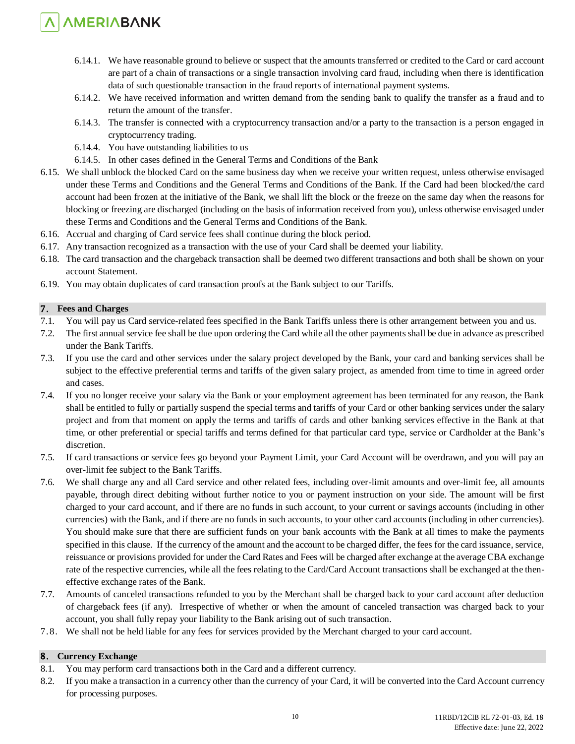6.14.1. We have reasonable ground to believe or suspect that the amounts transferred or credited to the Card or card account are part of a chain of transactions or a single transaction involving card fraud, including when there is identification data of such questionable transaction in the fraud reports of international payment systems.

6.14.2. We have received information and written demand from the sending bank to qualify the transfer as a fraud and to return the amount of the transfer.

6.14.3. The transfer is connected with a cryptocurrency transaction and/or a party to the transaction is a person engaged in cryptocurrency trading.

6.14.4. You have outstanding liabilities to us

6.14.5. In other cases defined in the General Terms and Conditions of the Bank

6.15. We shall unblock the blocked Card on the same business day when we receive your written request, unless otherwise envisaged under these Terms and Conditions and the General Terms and Conditions of the Bank. If the Card had been blocked/the card account had been frozen at the initiative of the Bank, we shall lift the block or the freeze on the same day when the reasons for blocking or freezing are discharged (including on the basis of information received from you), unless otherwise envisaged under these Terms and Conditions and the General Terms and Conditions of the Bank.

6.16. Accrual and charging of Card service fees shall continue during the block period.

6.17. Any transaction recognized as a transaction with the use of your Card shall be deemed your liability.

6.18. The card transaction and the chargeback transaction shall be deemed two different transactions and both shall be shown on your account Statement.

6.19. You may obtain duplicates of card transaction proofs at the Bank subject to our Tariffs.

## 7. Fees and Charges

7.1. You will pay us Card service-related fees specified in the Bank Tariffs unless there is other arrangement between you and us.

7.2. The first annual service fee shall be due upon ordering the Card while all the other payments shall be due in advance as prescribed under the Bank Tariffs.

7.3. If you use the card and other services under the salary project developed by the Bank, your card and banking services shall be subject to the effective preferential terms and tariffs of the given salary project, as amended from time to time in agreed order and cases.

7.4. If you no longer receive your salary via the Bank or your employment agreement has been terminated for any reason, the Bank shall be entitled to fully or partially suspend the special terms and tariffs of your Card or other banking services under the salary project and from that moment on apply the terms and tariffs of cards and other banking services effective in the Bank at that time, or other preferential or special tariffs and terms defined for that particular card type, service or Cardholder at the Bank's discretion.

7.5. If card transactions or service fees go beyond your Payment Limit, your Card Account will be overdrawn, and you will pay an over-limit fee subject to the Bank Tariffs.

7.6. We shall charge any and all Card service and other related fees, including over-limit amounts and over-limit fee, all amounts payable, through direct debiting without further notice to you or payment instruction on your side. The amount will be first charged to your card account, and if there are no funds in such account, to your current or savings accounts (including in other currencies) with the Bank, and if there are no funds in such accounts, to your other card accounts (including in other currencies). You should make sure that there are sufficient funds on your bank accounts with the Bank at all times to make the payments specified in this clause. If the currency of the amount and the account to be charged differ, the fees for the card issuance, service, reissuance or provisions provided for under the Card Rates and Fees will be charged after exchange at the average CBA exchange rate of the respective currencies, while all the fees relating to the Card/Card Account transactions shall be exchanged at the then-effective exchange rates of the Bank.

7.7. Amounts of canceled transactions refunded to you by the Merchant shall be charged back to your card account after deduction of chargeback fees (if any). Irrespective of whether or when the amount of canceled transaction was charged back to your account, you shall fully repay your liability to the Bank arising out of such transaction.

7.8. We shall not be held liable for any fees for services provided by the Merchant charged to your card account.

## 8. Currency Exchange

8.1. You may perform card transactions both in the Card and a different currency.

8.2. If you make a transaction in a currency other than the currency of your Card, it will be converted into the Card Account currency for processing purposes.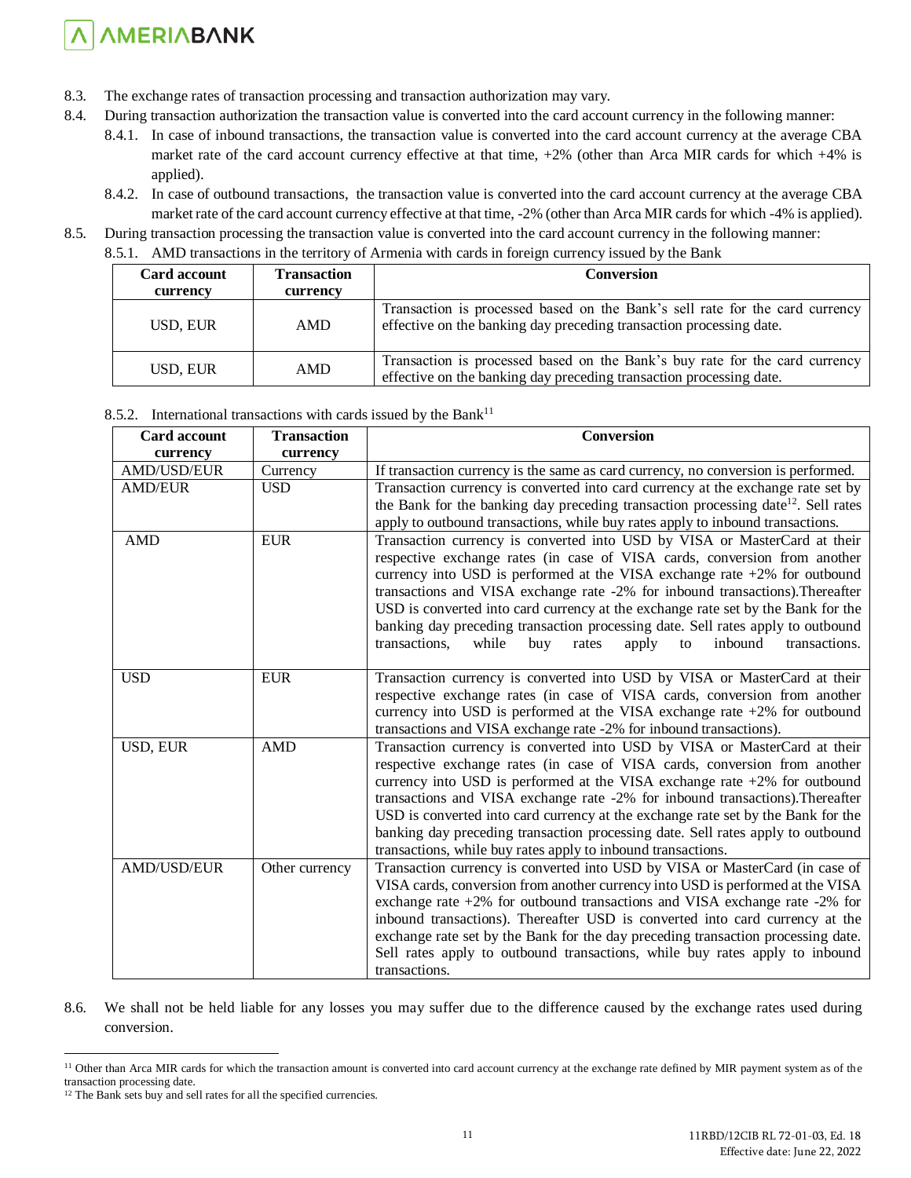8.3. The exchange rates of transaction processing and transaction authorization may vary.

8.4. During transaction authorization the transaction value is converted into the card account currency in the following manner:

8.4.1. In case of inbound transactions, the transaction value is converted into the card account currency at the average CBA market rate of the card account currency effective at that time, +2% (other than Arca MIR cards for which +4% is applied).

8.4.2. In case of outbound transactions, the transaction value is converted into the card account currency at the average CBA market rate of the card account currency effective at that time, -2% (other than Arca MIR cards for which -4% is applied).

8.5. During transaction processing the transaction value is converted into the card account currency in the following manner:

8.5.1. AMD transactions in the territory of Armenia with cards in foreign currency issued by the Bank

| Card account currency | Transaction currency | Conversion |
|---|---|---|
| USD, EUR | AMD | Transaction is processed based on the Bank's sell rate for the card currency effective on the banking day preceding transaction processing date. |
| USD, EUR | AMD | Transaction is processed based on the Bank's buy rate for the card currency effective on the banking day preceding transaction processing date. |

8.5.2. International transactions with cards issued by the Bank[11]

| Card account currency | Transaction currency | Conversion |
|---|---|---|
| AMD/USD/EUR | Currency | If transaction currency is the same as card currency, no conversion is performed. |
| AMD/EUR | USD | Transaction currency is converted into card currency at the exchange rate set by the Bank for the banking day preceding transaction processing date[12]. Sell rates apply to outbound transactions, while buy rates apply to inbound transactions. |
| AMD | EUR | Transaction currency is converted into USD by VISA or MasterCard at their respective exchange rates (in case of VISA cards, conversion from another currency into USD is performed at the VISA exchange rate +2% for outbound transactions and VISA exchange rate -2% for inbound transactions).Thereafter USD is converted into card currency at the exchange rate set by the Bank for the banking day preceding transaction processing date. Sell rates apply to outbound transactions, while buy rates apply to inbound transactions. |
| USD | EUR | Transaction currency is converted into USD by VISA or MasterCard at their respective exchange rates (in case of VISA cards, conversion from another currency into USD is performed at the VISA exchange rate +2% for outbound transactions and VISA exchange rate -2% for inbound transactions). |
| USD, EUR | AMD | Transaction currency is converted into USD by VISA or MasterCard at their respective exchange rates (in case of VISA cards, conversion from another currency into USD is performed at the VISA exchange rate +2% for outbound transactions and VISA exchange rate -2% for inbound transactions).Thereafter USD is converted into card currency at the exchange rate set by the Bank for the banking day preceding transaction processing date. Sell rates apply to outbound transactions, while buy rates apply to inbound transactions. |
| AMD/USD/EUR | Other currency | Transaction currency is converted into USD by VISA or MasterCard (in case of VISA cards, conversion from another currency into USD is performed at the VISA exchange rate +2% for outbound transactions and VISA exchange rate -2% for inbound transactions). Thereafter USD is converted into card currency at the exchange rate set by the Bank for the day preceding transaction processing date. Sell rates apply to outbound transactions, while buy rates apply to inbound transactions. |

8.6. We shall not be held liable for any losses you may suffer due to the difference caused by the exchange rates used during conversion.

---

[11] Other than Arca MIR cards for which the transaction amount is converted into card account currency at the exchange rate defined by MIR payment system as of the transaction processing date.

[12] The Bank sets buy and sell rates for all the specified currencies.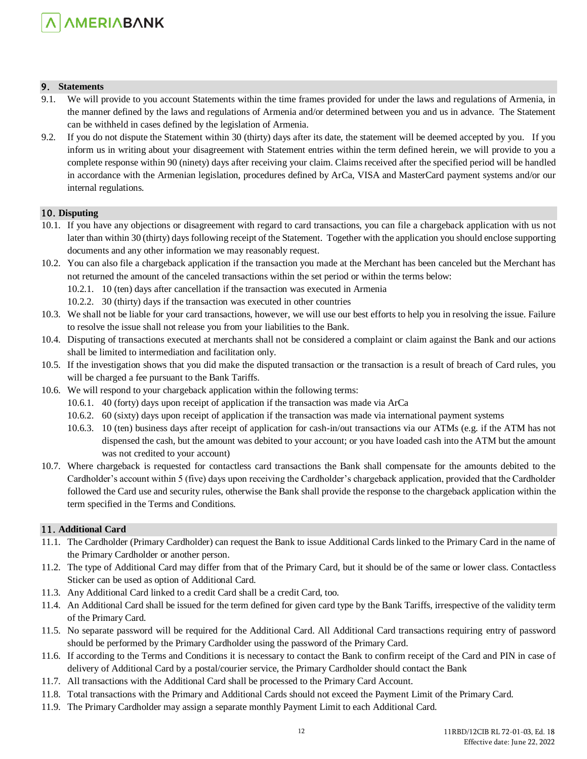## 9. Statements

9.1. We will provide to you account Statements within the time frames provided for under the laws and regulations of Armenia, in the manner defined by the laws and regulations of Armenia and/or determined between you and us in advance. The Statement can be withheld in cases defined by the legislation of Armenia.

9.2. If you do not dispute the Statement within 30 (thirty) days after its date, the statement will be deemed accepted by you. If you inform us in writing about your disagreement with Statement entries within the term defined herein, we will provide to you a complete response within 90 (ninety) days after receiving your claim. Claims received after the specified period will be handled in accordance with the Armenian legislation, procedures defined by ArCa, VISA and MasterCard payment systems and/or our internal regulations.

## 10. Disputing

10.1. If you have any objections or disagreement with regard to card transactions, you can file a chargeback application with us not later than within 30 (thirty) days following receipt of the Statement. Together with the application you should enclose supporting documents and any other information we may reasonably request.

10.2. You can also file a chargeback application if the transaction you made at the Merchant has been canceled but the Merchant has not returned the amount of the canceled transactions within the set period or within the terms below:

- 10.2.1. 10 (ten) days after cancellation if the transaction was executed in Armenia
- 10.2.2. 30 (thirty) days if the transaction was executed in other countries

10.3. We shall not be liable for your card transactions, however, we will use our best efforts to help you in resolving the issue. Failure to resolve the issue shall not release you from your liabilities to the Bank.

10.4. Disputing of transactions executed at merchants shall not be considered a complaint or claim against the Bank and our actions shall be limited to intermediation and facilitation only.

10.5. If the investigation shows that you did make the disputed transaction or the transaction is a result of breach of Card rules, you will be charged a fee pursuant to the Bank Tariffs.

10.6. We will respond to your chargeback application within the following terms:

- 10.6.1. 40 (forty) days upon receipt of application if the transaction was made via ArCa
- 10.6.2. 60 (sixty) days upon receipt of application if the transaction was made via international payment systems
- 10.6.3. 10 (ten) business days after receipt of application for cash-in/out transactions via our ATMs (e.g. if the ATM has not dispensed the cash, but the amount was debited to your account; or you have loaded cash into the ATM but the amount was not credited to your account)

10.7. Where chargeback is requested for contactless card transactions the Bank shall compensate for the amounts debited to the Cardholder's account within 5 (five) days upon receiving the Cardholder's chargeback application, provided that the Cardholder followed the Card use and security rules, otherwise the Bank shall provide the response to the chargeback application within the term specified in the Terms and Conditions.

## 11. Additional Card

11.1. The Cardholder (Primary Cardholder) can request the Bank to issue Additional Cards linked to the Primary Card in the name of the Primary Cardholder or another person.

11.2. The type of Additional Card may differ from that of the Primary Card, but it should be of the same or lower class. Contactless Sticker can be used as option of Additional Card.

11.3. Any Additional Card linked to a credit Card shall be a credit Card, too.

11.4. An Additional Card shall be issued for the term defined for given card type by the Bank Tariffs, irrespective of the validity term of the Primary Card.

11.5. No separate password will be required for the Additional Card. All Additional Card transactions requiring entry of password should be performed by the Primary Cardholder using the password of the Primary Card.

11.6. If according to the Terms and Conditions it is necessary to contact the Bank to confirm receipt of the Card and PIN in case of delivery of Additional Card by a postal/courier service, the Primary Cardholder should contact the Bank

11.7. All transactions with the Additional Card shall be processed to the Primary Card Account.

11.8. Total transactions with the Primary and Additional Cards should not exceed the Payment Limit of the Primary Card.

11.9. The Primary Cardholder may assign a separate monthly Payment Limit to each Additional Card.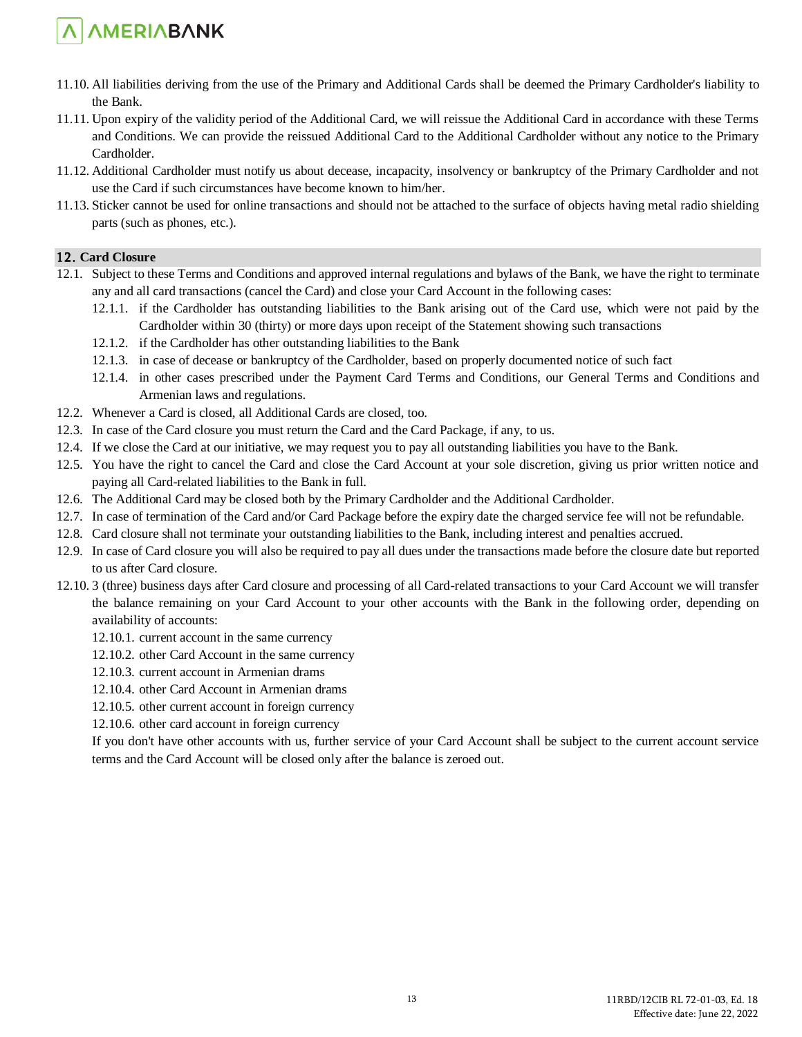11.10. All liabilities deriving from the use of the Primary and Additional Cards shall be deemed the Primary Cardholder's liability to the Bank.

11.11. Upon expiry of the validity period of the Additional Card, we will reissue the Additional Card in accordance with these Terms and Conditions. We can provide the reissued Additional Card to the Additional Cardholder without any notice to the Primary Cardholder.

11.12. Additional Cardholder must notify us about decease, incapacity, insolvency or bankruptcy of the Primary Cardholder and not use the Card if such circumstances have become known to him/her.

11.13. Sticker cannot be used for online transactions and should not be attached to the surface of objects having metal radio shielding parts (such as phones, etc.).

## 12. Card Closure

12.1. Subject to these Terms and Conditions and approved internal regulations and bylaws of the Bank, we have the right to terminate any and all card transactions (cancel the Card) and close your Card Account in the following cases:

- 12.1.1. if the Cardholder has outstanding liabilities to the Bank arising out of the Card use, which were not paid by the Cardholder within 30 (thirty) or more days upon receipt of the Statement showing such transactions
- 12.1.2. if the Cardholder has other outstanding liabilities to the Bank
- 12.1.3. in case of decease or bankruptcy of the Cardholder, based on properly documented notice of such fact
- 12.1.4. in other cases prescribed under the Payment Card Terms and Conditions, our General Terms and Conditions and Armenian laws and regulations.

12.2. Whenever a Card is closed, all Additional Cards are closed, too.

12.3. In case of the Card closure you must return the Card and the Card Package, if any, to us.

12.4. If we close the Card at our initiative, we may request you to pay all outstanding liabilities you have to the Bank.

12.5. You have the right to cancel the Card and close the Card Account at your sole discretion, giving us prior written notice and paying all Card-related liabilities to the Bank in full.

12.6. The Additional Card may be closed both by the Primary Cardholder and the Additional Cardholder.

12.7. In case of termination of the Card and/or Card Package before the expiry date the charged service fee will not be refundable.

12.8. Card closure shall not terminate your outstanding liabilities to the Bank, including interest and penalties accrued.

12.9. In case of Card closure you will also be required to pay all dues under the transactions made before the closure date but reported to us after Card closure.

12.10. 3 (three) business days after Card closure and processing of all Card-related transactions to your Card Account we will transfer the balance remaining on your Card Account to your other accounts with the Bank in the following order, depending on availability of accounts:

- 12.10.1. current account in the same currency
- 12.10.2. other Card Account in the same currency
- 12.10.3. current account in Armenian drams
- 12.10.4. other Card Account in Armenian drams
- 12.10.5. other current account in foreign currency
- 12.10.6. other card account in foreign currency

If you don't have other accounts with us, further service of your Card Account shall be subject to the current account service terms and the Card Account will be closed only after the balance is zeroed out.